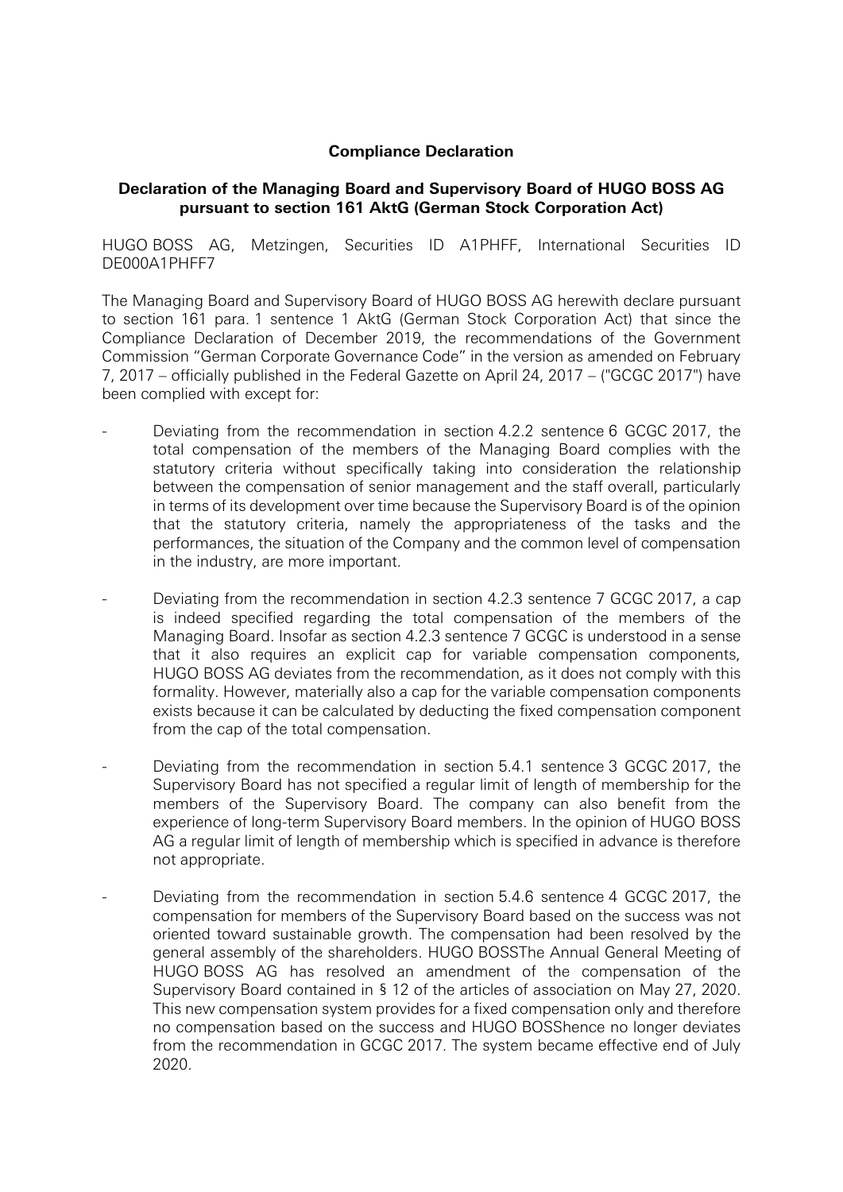# Compliance Declaration

## Declaration of the Managing Board and Supervisory Board of HUGO BOSS AG pursuant to section 161 AktG (German Stock Corporation Act)

HUGO BOSS AG, Metzingen, Securities ID A1PHFF, International Securities ID DE000A1PHFF7

The Managing Board and Supervisory Board of HUGO BOSS AG herewith declare pursuant to section 161 para. 1 sentence 1 AktG (German Stock Corporation Act) that since the Compliance Declaration of December 2019, the recommendations of the Government Commission "German Corporate Governance Code" in the version as amended on February 7, 2017 – officially published in the Federal Gazette on April 24, 2017 – ("GCGC 2017") have been complied with except for:

- Deviating from the recommendation in section 4.2.2 sentence 6 GCGC 2017, the total compensation of the members of the Managing Board complies with the statutory criteria without specifically taking into consideration the relationship between the compensation of senior management and the staff overall, particularly in terms of its development over time because the Supervisory Board is of the opinion that the statutory criteria, namely the appropriateness of the tasks and the performances, the situation of the Company and the common level of compensation in the industry, are more important.

- Deviating from the recommendation in section 4.2.3 sentence 7 GCGC 2017, a cap is indeed specified regarding the total compensation of the members of the Managing Board. Insofar as section 4.2.3 sentence 7 GCGC is understood in a sense that it also requires an explicit cap for variable compensation components, HUGO BOSS AG deviates from the recommendation, as it does not comply with this formality. However, materially also a cap for the variable compensation components exists because it can be calculated by deducting the fixed compensation component from the cap of the total compensation.

- Deviating from the recommendation in section 5.4.1 sentence 3 GCGC 2017, the Supervisory Board has not specified a regular limit of length of membership for the members of the Supervisory Board. The company can also benefit from the experience of long-term Supervisory Board members. In the opinion of HUGO BOSS AG a regular limit of length of membership which is specified in advance is therefore not appropriate.

- Deviating from the recommendation in section 5.4.6 sentence 4 GCGC 2017, the compensation for members of the Supervisory Board based on the success was not oriented toward sustainable growth. The compensation had been resolved by the general assembly of the shareholders. HUGO BOSSThe Annual General Meeting of HUGO BOSS AG has resolved an amendment of the compensation of the Supervisory Board contained in § 12 of the articles of association on May 27, 2020. This new compensation system provides for a fixed compensation only and therefore no compensation based on the success and HUGO BOSShence no longer deviates from the recommendation in GCGC 2017. The system became effective end of July 2020.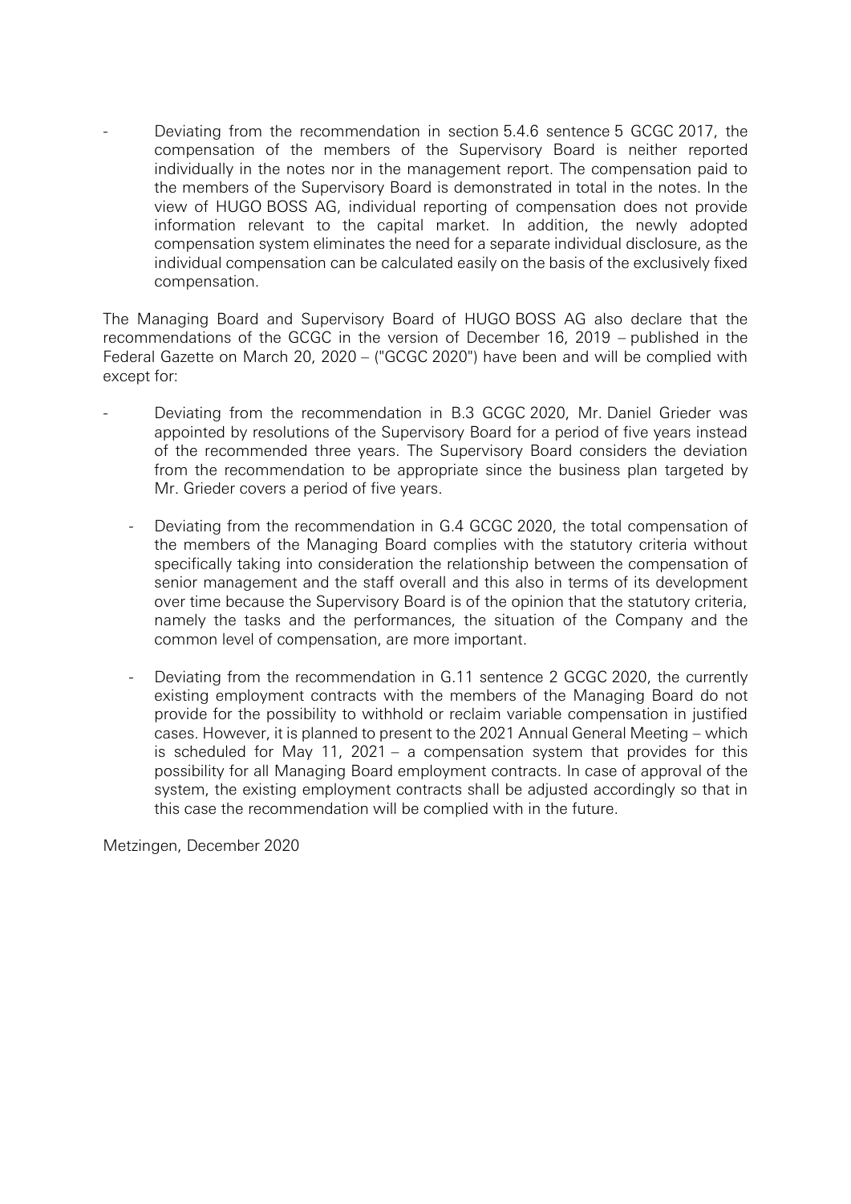- Deviating from the recommendation in section 5.4.6 sentence 5 GCGC 2017, the compensation of the members of the Supervisory Board is neither reported individually in the notes nor in the management report. The compensation paid to the members of the Supervisory Board is demonstrated in total in the notes. In the view of HUGO BOSS AG, individual reporting of compensation does not provide information relevant to the capital market. In addition, the newly adopted compensation system eliminates the need for a separate individual disclosure, as the individual compensation can be calculated easily on the basis of the exclusively fixed compensation.

The Managing Board and Supervisory Board of HUGO BOSS AG also declare that the recommendations of the GCGC in the version of December 16, 2019 – published in the Federal Gazette on March 20, 2020 – ("GCGC 2020") have been and will be complied with except for:

- Deviating from the recommendation in B.3 GCGC 2020, Mr. Daniel Grieder was appointed by resolutions of the Supervisory Board for a period of five years instead of the recommended three years. The Supervisory Board considers the deviation from the recommendation to be appropriate since the business plan targeted by Mr. Grieder covers a period of five years.

- Deviating from the recommendation in G.4 GCGC 2020, the total compensation of the members of the Managing Board complies with the statutory criteria without specifically taking into consideration the relationship between the compensation of senior management and the staff overall and this also in terms of its development over time because the Supervisory Board is of the opinion that the statutory criteria, namely the tasks and the performances, the situation of the Company and the common level of compensation, are more important.

- Deviating from the recommendation in G.11 sentence 2 GCGC 2020, the currently existing employment contracts with the members of the Managing Board do not provide for the possibility to withhold or reclaim variable compensation in justified cases. However, it is planned to present to the 2021 Annual General Meeting – which is scheduled for May 11, 2021 – a compensation system that provides for this possibility for all Managing Board employment contracts. In case of approval of the system, the existing employment contracts shall be adjusted accordingly so that in this case the recommendation will be complied with in the future.

Metzingen, December 2020